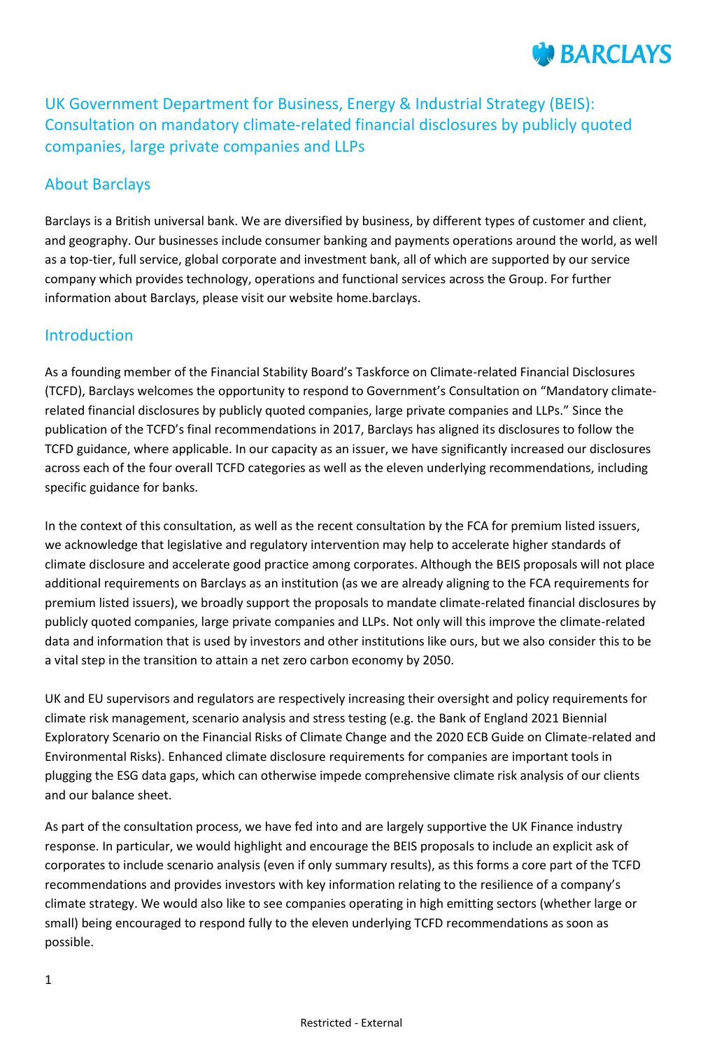# UK Government Department for Business, Energy & Industrial Strategy (BEIS): Consultation on mandatory climate-related financial disclosures by publicly quoted companies, large private companies and LLPs

## About Barclays

Barclays is a British universal bank. We are diversified by business, by different types of customer and client, and geography. Our businesses include consumer banking and payments operations around the world, as well as a top-tier, full service, global corporate and investment bank, all of which are supported by our service company which provides technology, operations and functional services across the Group. For further information about Barclays, please visit our website home.barclays.

## Introduction

As a founding member of the Financial Stability Board's Taskforce on Climate-related Financial Disclosures (TCFD), Barclays welcomes the opportunity to respond to Government's Consultation on "Mandatory climate-related financial disclosures by publicly quoted companies, large private companies and LLPs." Since the publication of the TCFD's final recommendations in 2017, Barclays has aligned its disclosures to follow the TCFD guidance, where applicable. In our capacity as an issuer, we have significantly increased our disclosures across each of the four overall TCFD categories as well as the eleven underlying recommendations, including specific guidance for banks.

In the context of this consultation, as well as the recent consultation by the FCA for premium listed issuers, we acknowledge that legislative and regulatory intervention may help to accelerate higher standards of climate disclosure and accelerate good practice among corporates. Although the BEIS proposals will not place additional requirements on Barclays as an institution (as we are already aligning to the FCA requirements for premium listed issuers), we broadly support the proposals to mandate climate-related financial disclosures by publicly quoted companies, large private companies and LLPs. Not only will this improve the climate-related data and information that is used by investors and other institutions like ours, but we also consider this to be a vital step in the transition to attain a net zero carbon economy by 2050.

UK and EU supervisors and regulators are respectively increasing their oversight and policy requirements for climate risk management, scenario analysis and stress testing (e.g. the Bank of England 2021 Biennial Exploratory Scenario on the Financial Risks of Climate Change and the 2020 ECB Guide on Climate-related and Environmental Risks). Enhanced climate disclosure requirements for companies are important tools in plugging the ESG data gaps, which can otherwise impede comprehensive climate risk analysis of our clients and our balance sheet.

As part of the consultation process, we have fed into and are largely supportive the UK Finance industry response. In particular, we would highlight and encourage the BEIS proposals to include an explicit ask of corporates to include scenario analysis (even if only summary results), as this forms a core part of the TCFD recommendations and provides investors with key information relating to the resilience of a company's climate strategy. We would also like to see companies operating in high emitting sectors (whether large or small) being encouraged to respond fully to the eleven underlying TCFD recommendations as soon as possible.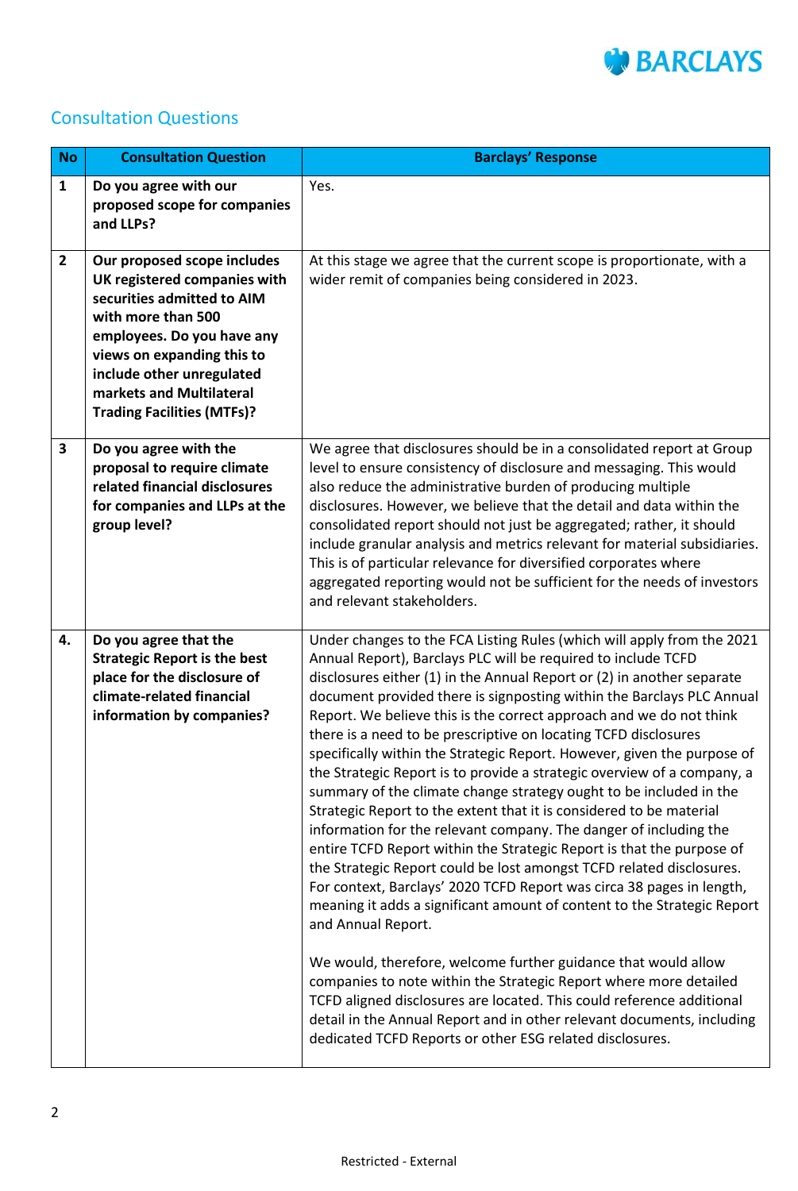## Consultation Questions

| No | Consultation Question | Barclays' Response |
|---|---|---|
| 1 | **Do you agree with our proposed scope for companies and LLPs?** | Yes. |
| 2 | **Our proposed scope includes UK registered companies with securities admitted to AIM with more than 500 employees. Do you have any views on expanding this to include other unregulated markets and Multilateral Trading Facilities (MTFs)?** | At this stage we agree that the current scope is proportionate, with a wider remit of companies being considered in 2023. |
| 3 | **Do you agree with the proposal to require climate related financial disclosures for companies and LLPs at the group level?** | We agree that disclosures should be in a consolidated report at Group level to ensure consistency of disclosure and messaging. This would also reduce the administrative burden of producing multiple disclosures. However, we believe that the detail and data within the consolidated report should not just be aggregated; rather, it should include granular analysis and metrics relevant for material subsidiaries. This is of particular relevance for diversified corporates where aggregated reporting would not be sufficient for the needs of investors and relevant stakeholders. |
| 4. | **Do you agree that the Strategic Report is the best place for the disclosure of climate-related financial information by companies?** | Under changes to the FCA Listing Rules (which will apply from the 2021 Annual Report), Barclays PLC will be required to include TCFD disclosures either (1) in the Annual Report or (2) in another separate document provided there is signposting within the Barclays PLC Annual Report. We believe this is the correct approach and we do not think there is a need to be prescriptive on locating TCFD disclosures specifically within the Strategic Report. However, given the purpose of the Strategic Report is to provide a strategic overview of a company, a summary of the climate change strategy ought to be included in the Strategic Report to the extent that it is considered to be material information for the relevant company. The danger of including the entire TCFD Report within the Strategic Report is that the purpose of the Strategic Report could be lost amongst TCFD related disclosures. For context, Barclays' 2020 TCFD Report was circa 38 pages in length, meaning it adds a significant amount of content to the Strategic Report and Annual Report.<br><br>We would, therefore, welcome further guidance that would allow companies to note within the Strategic Report where more detailed TCFD aligned disclosures are located. This could reference additional detail in the Annual Report and in other relevant documents, including dedicated TCFD Reports or other ESG related disclosures. |

Restricted - External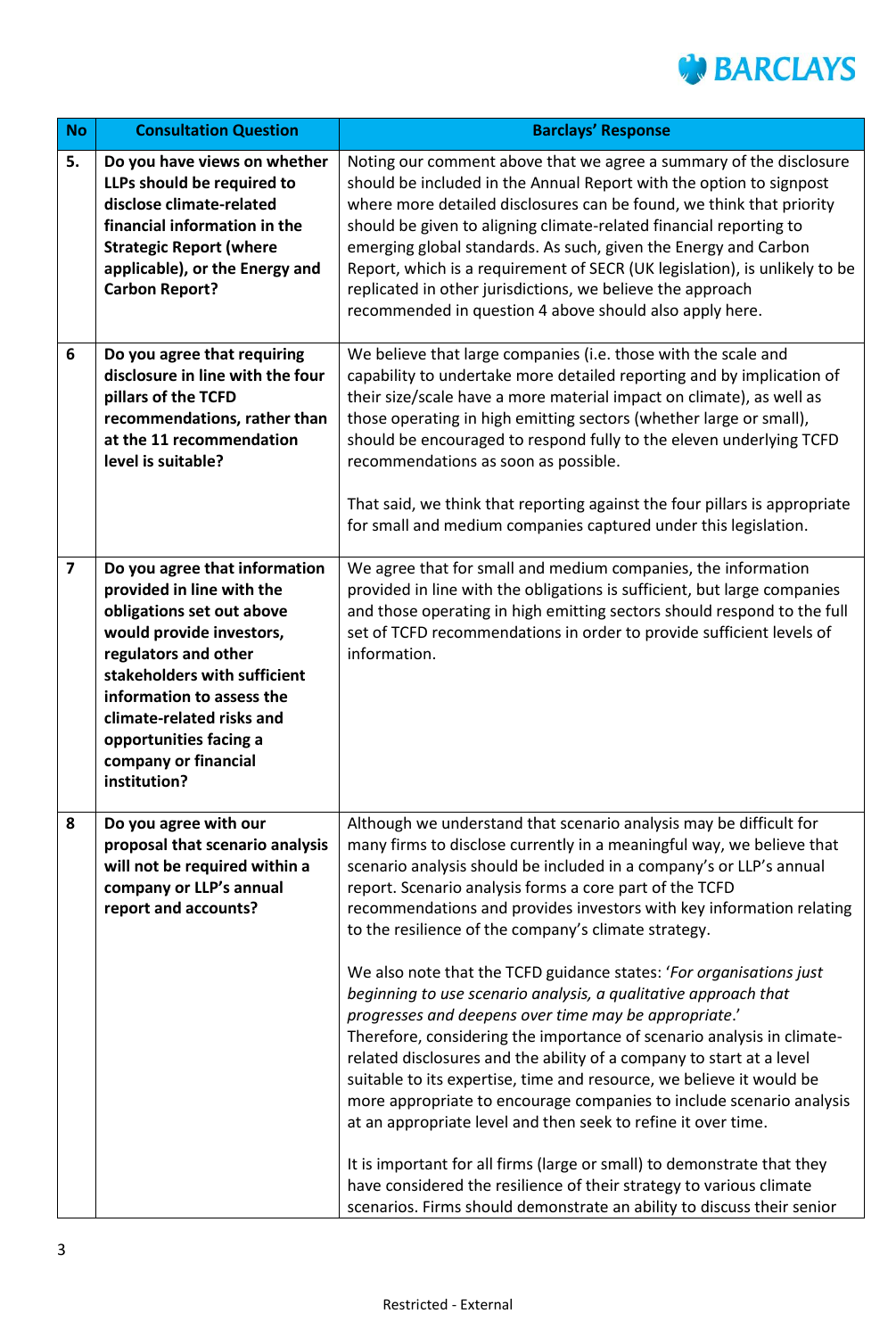| No | Consultation Question | Barclays' Response |
|---|---|---|
| 5. | **Do you have views on whether LLPs should be required to disclose climate-related financial information in the Strategic Report (where applicable), or the Energy and Carbon Report?** | Noting our comment above that we agree a summary of the disclosure should be included in the Annual Report with the option to signpost where more detailed disclosures can be found, we think that priority should be given to aligning climate-related financial reporting to emerging global standards. As such, given the Energy and Carbon Report, which is a requirement of SECR (UK legislation), is unlikely to be replicated in other jurisdictions, we believe the approach recommended in question 4 above should also apply here. |
| 6 | **Do you agree that requiring disclosure in line with the four pillars of the TCFD recommendations, rather than at the 11 recommendation level is suitable?** | We believe that large companies (i.e. those with the scale and capability to undertake more detailed reporting and by implication of their size/scale have a more material impact on climate), as well as those operating in high emitting sectors (whether large or small), should be encouraged to respond fully to the eleven underlying TCFD recommendations as soon as possible.<br><br>That said, we think that reporting against the four pillars is appropriate for small and medium companies captured under this legislation. |
| 7 | **Do you agree that information provided in line with the obligations set out above would provide investors, regulators and other stakeholders with sufficient information to assess the climate-related risks and opportunities facing a company or financial institution?** | We agree that for small and medium companies, the information provided in line with the obligations is sufficient, but large companies and those operating in high emitting sectors should respond to the full set of TCFD recommendations in order to provide sufficient levels of information. |
| 8 | **Do you agree with our proposal that scenario analysis will not be required within a company or LLP's annual report and accounts?** | Although we understand that scenario analysis may be difficult for many firms to disclose currently in a meaningful way, we believe that scenario analysis should be included in a company's or LLP's annual report. Scenario analysis forms a core part of the TCFD recommendations and provides investors with key information relating to the resilience of the company's climate strategy.<br><br>We also note that the TCFD guidance states: '*For organisations just beginning to use scenario analysis, a qualitative approach that progresses and deepens over time may be appropriate*.' Therefore, considering the importance of scenario analysis in climate-related disclosures and the ability of a company to start at a level suitable to its expertise, time and resource, we believe it would be more appropriate to encourage companies to include scenario analysis at an appropriate level and then seek to refine it over time.<br><br>It is important for all firms (large or small) to demonstrate that they have considered the resilience of their strategy to various climate scenarios. Firms should demonstrate an ability to discuss their senior |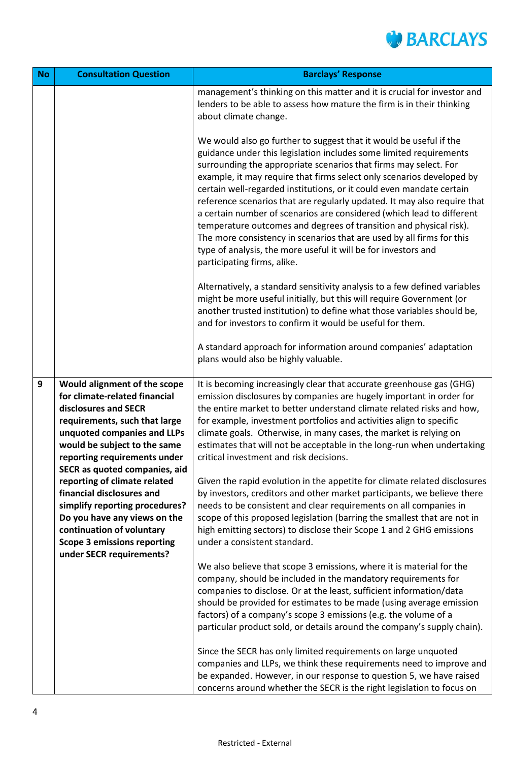| No | Consultation Question | Barclays' Response |
|---|---|---|
| | | management's thinking on this matter and it is crucial for investor and lenders to be able to assess how mature the firm is in their thinking about climate change.<br><br>We would also go further to suggest that it would be useful if the guidance under this legislation includes some limited requirements surrounding the appropriate scenarios that firms may select. For example, it may require that firms select only scenarios developed by certain well-regarded institutions, or it could even mandate certain reference scenarios that are regularly updated. It may also require that a certain number of scenarios are considered (which lead to different temperature outcomes and degrees of transition and physical risk). The more consistency in scenarios that are used by all firms for this type of analysis, the more useful it will be for investors and participating firms, alike.<br><br>Alternatively, a standard sensitivity analysis to a few defined variables might be more useful initially, but this will require Government (or another trusted institution) to define what those variables should be, and for investors to confirm it would be useful for them.<br><br>A standard approach for information around companies' adaptation plans would also be highly valuable. |
| 9 | **Would alignment of the scope for climate-related financial disclosures and SECR requirements, such that large unquoted companies and LLPs would be subject to the same reporting requirements under SECR as quoted companies, aid reporting of climate related financial disclosures and simplify reporting procedures? Do you have any views on the continuation of voluntary Scope 3 emissions reporting under SECR requirements?** | It is becoming increasingly clear that accurate greenhouse gas (GHG) emission disclosures by companies are hugely important in order for the entire market to better understand climate related risks and how, for example, investment portfolios and activities align to specific climate goals. Otherwise, in many cases, the market is relying on estimates that will not be acceptable in the long-run when undertaking critical investment and risk decisions.<br><br>Given the rapid evolution in the appetite for climate related disclosures by investors, creditors and other market participants, we believe there needs to be consistent and clear requirements on all companies in scope of this proposed legislation (barring the smallest that are not in high emitting sectors) to disclose their Scope 1 and 2 GHG emissions under a consistent standard.<br><br>We also believe that scope 3 emissions, where it is material for the company, should be included in the mandatory requirements for companies to disclose. Or at the least, sufficient information/data should be provided for estimates to be made (using average emission factors) of a company's scope 3 emissions (e.g. the volume of a particular product sold, or details around the company's supply chain).<br><br>Since the SECR has only limited requirements on large unquoted companies and LLPs, we think these requirements need to improve and be expanded. However, in our response to question 5, we have raised concerns around whether the SECR is the right legislation to focus on |

Restricted - External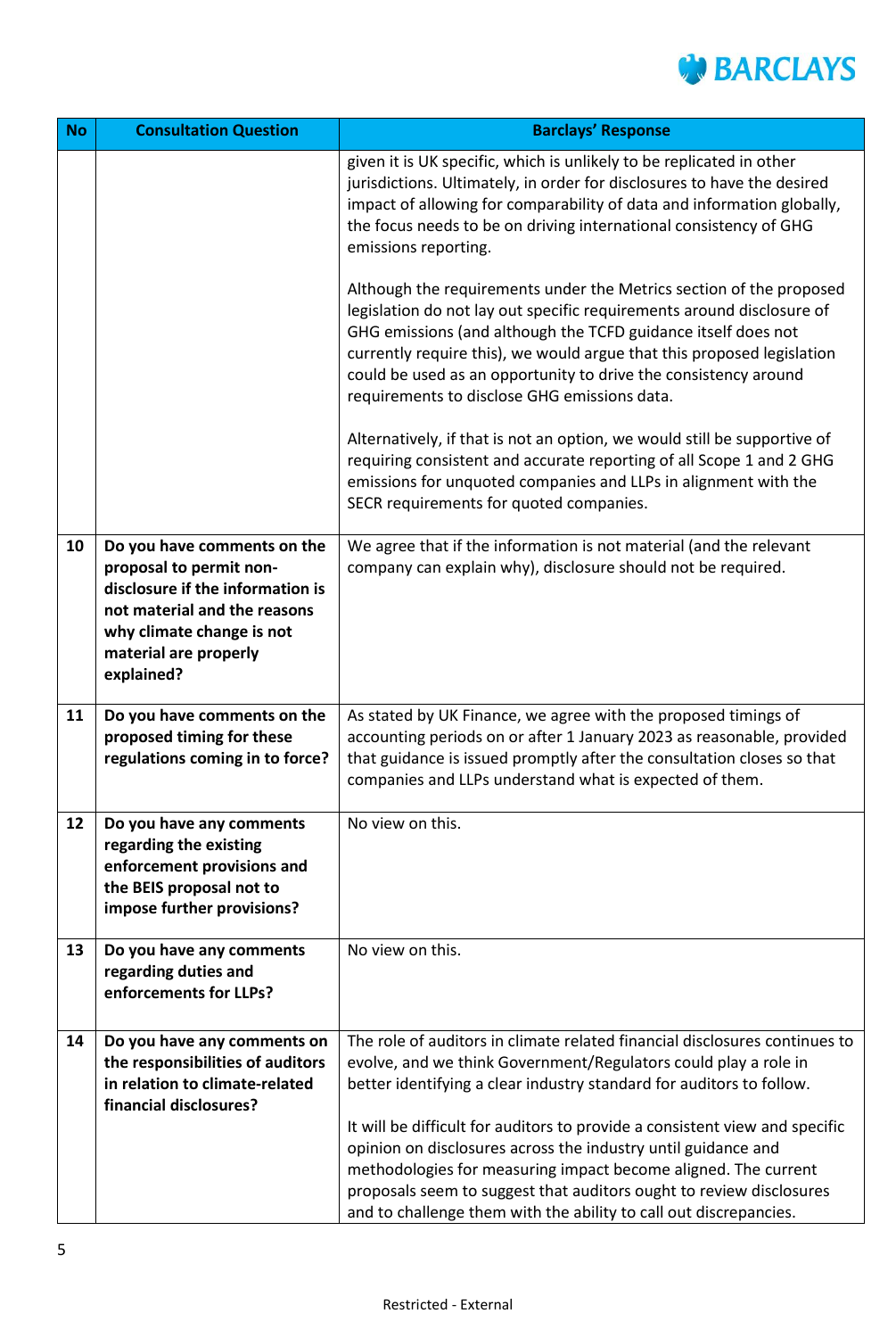| No | Consultation Question | Barclays' Response |
|---|---|---|
| | | given it is UK specific, which is unlikely to be replicated in other jurisdictions. Ultimately, in order for disclosures to have the desired impact of allowing for comparability of data and information globally, the focus needs to be on driving international consistency of GHG emissions reporting.<br><br>Although the requirements under the Metrics section of the proposed legislation do not lay out specific requirements around disclosure of GHG emissions (and although the TCFD guidance itself does not currently require this), we would argue that this proposed legislation could be used as an opportunity to drive the consistency around requirements to disclose GHG emissions data.<br><br>Alternatively, if that is not an option, we would still be supportive of requiring consistent and accurate reporting of all Scope 1 and 2 GHG emissions for unquoted companies and LLPs in alignment with the SECR requirements for quoted companies. |
| 10 | **Do you have comments on the proposal to permit non-disclosure if the information is not material and the reasons why climate change is not material are properly explained?** | We agree that if the information is not material (and the relevant company can explain why), disclosure should not be required. |
| 11 | **Do you have comments on the proposed timing for these regulations coming in to force?** | As stated by UK Finance, we agree with the proposed timings of accounting periods on or after 1 January 2023 as reasonable, provided that guidance is issued promptly after the consultation closes so that companies and LLPs understand what is expected of them. |
| 12 | **Do you have any comments regarding the existing enforcement provisions and the BEIS proposal not to impose further provisions?** | No view on this. |
| 13 | **Do you have any comments regarding duties and enforcements for LLPs?** | No view on this. |
| 14 | **Do you have any comments on the responsibilities of auditors in relation to climate-related financial disclosures?** | The role of auditors in climate related financial disclosures continues to evolve, and we think Government/Regulators could play a role in better identifying a clear industry standard for auditors to follow.<br><br>It will be difficult for auditors to provide a consistent view and specific opinion on disclosures across the industry until guidance and methodologies for measuring impact become aligned. The current proposals seem to suggest that auditors ought to review disclosures and to challenge them with the ability to call out discrepancies. |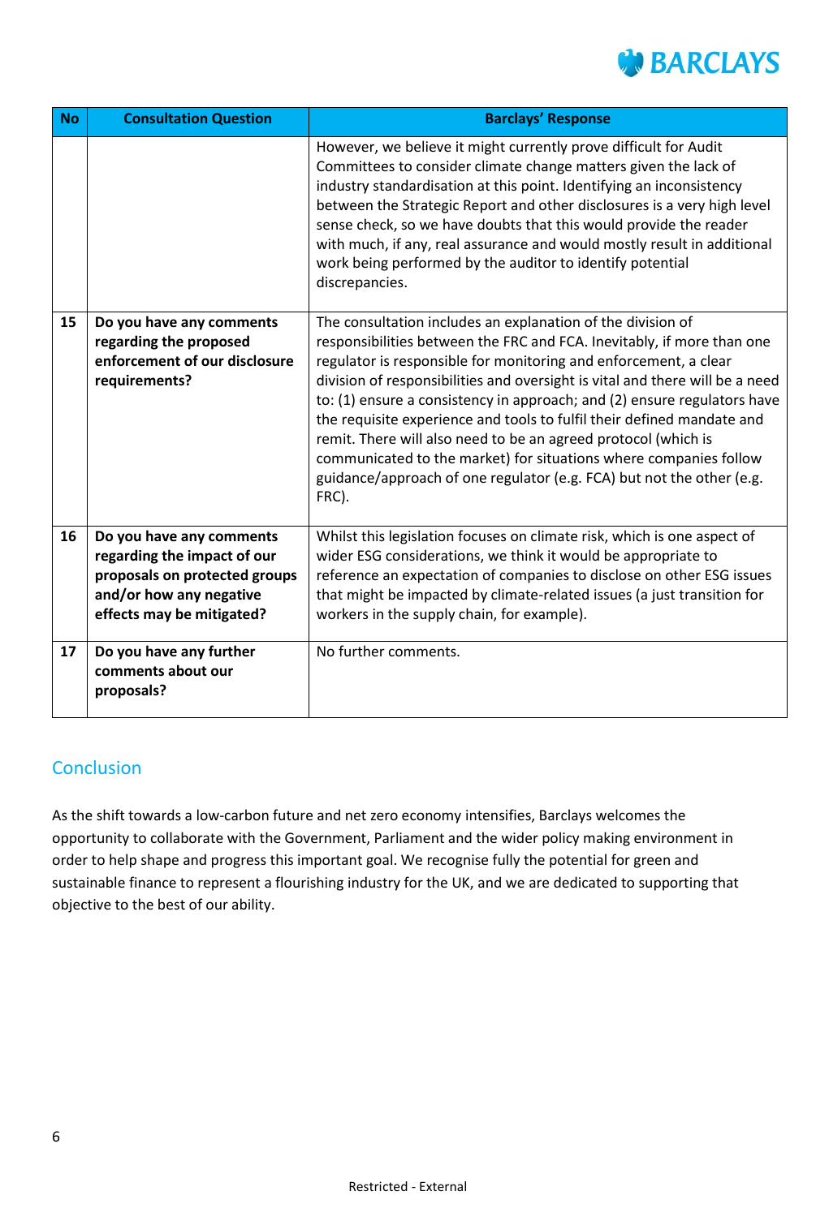| No | Consultation Question | Barclays' Response |
|---|---|---|
| | | However, we believe it might currently prove difficult for Audit Committees to consider climate change matters given the lack of industry standardisation at this point. Identifying an inconsistency between the Strategic Report and other disclosures is a very high level sense check, so we have doubts that this would provide the reader with much, if any, real assurance and would mostly result in additional work being performed by the auditor to identify potential discrepancies. |
| 15 | **Do you have any comments regarding the proposed enforcement of our disclosure requirements?** | The consultation includes an explanation of the division of responsibilities between the FRC and FCA. Inevitably, if more than one regulator is responsible for monitoring and enforcement, a clear division of responsibilities and oversight is vital and there will be a need to: (1) ensure a consistency in approach; and (2) ensure regulators have the requisite experience and tools to fulfil their defined mandate and remit. There will also need to be an agreed protocol (which is communicated to the market) for situations where companies follow guidance/approach of one regulator (e.g. FCA) but not the other (e.g. FRC). |
| 16 | **Do you have any comments regarding the impact of our proposals on protected groups and/or how any negative effects may be mitigated?** | Whilst this legislation focuses on climate risk, which is one aspect of wider ESG considerations, we think it would be appropriate to reference an expectation of companies to disclose on other ESG issues that might be impacted by climate-related issues (a just transition for workers in the supply chain, for example). |
| 17 | **Do you have any further comments about our proposals?** | No further comments. |

## Conclusion

As the shift towards a low-carbon future and net zero economy intensifies, Barclays welcomes the opportunity to collaborate with the Government, Parliament and the wider policy making environment in order to help shape and progress this important goal. We recognise fully the potential for green and sustainable finance to represent a flourishing industry for the UK, and we are dedicated to supporting that objective to the best of our ability.